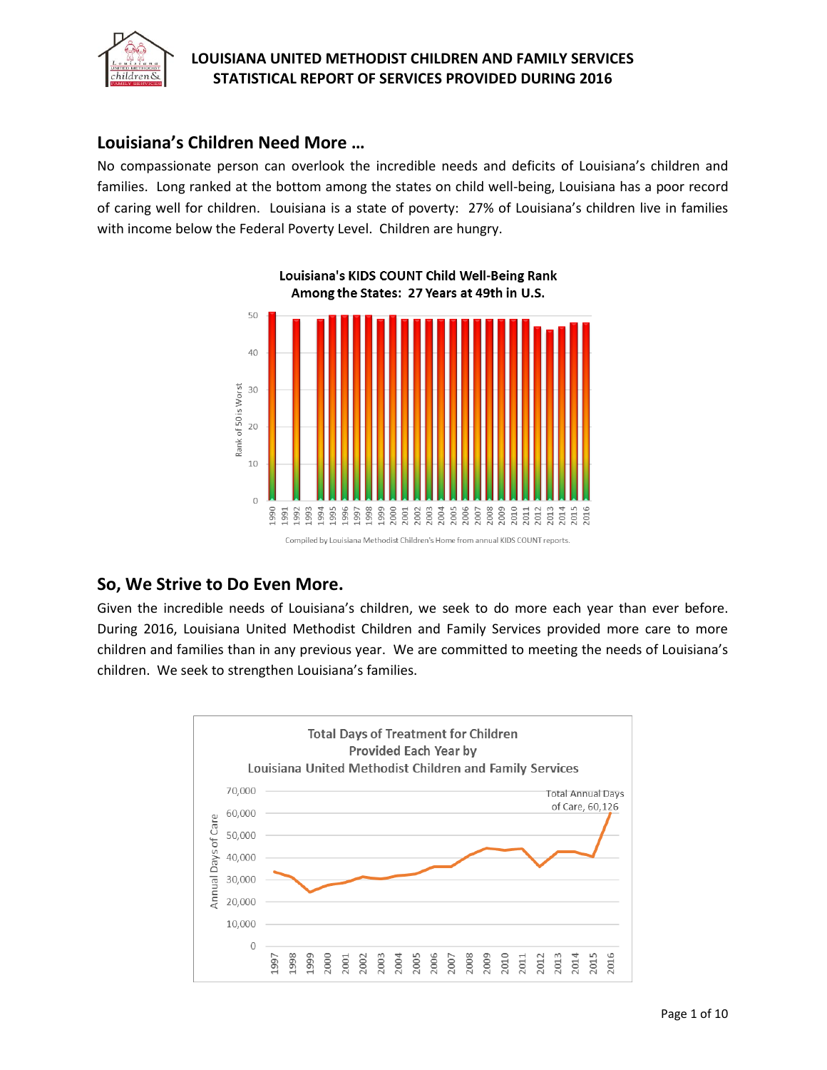# LOUISIANA UNITED METHODIST CHILDREN AND FAMILY SERVICES
# STATISTICAL REPORT OF SERVICES PROVIDED DURING 2016

## Louisiana's Children Need More …

No compassionate person can overlook the incredible needs and deficits of Louisiana's children and families. Long ranked at the bottom among the states on child well-being, Louisiana has a poor record of caring well for children. Louisiana is a state of poverty: 27% of Louisiana's children live in families with income below the Federal Poverty Level. Children are hungry.

**Louisiana's KIDS COUNT Child Well-Being Rank Among the States: 27 Years at 49th in U.S.**

Compiled by Louisiana Methodist Children's Home from annual KIDS COUNT reports.

## So, We Strive to Do Even More.

Given the incredible needs of Louisiana's children, we seek to do more each year than ever before. During 2016, Louisiana United Methodist Children and Family Services provided more care to more children and families than in any previous year. We are committed to meeting the needs of Louisiana's children. We seek to strengthen Louisiana's families.

**Total Days of Treatment for Children Provided Each Year by Louisiana United Methodist Children and Family Services**

Total Annual Days of Care, 60,126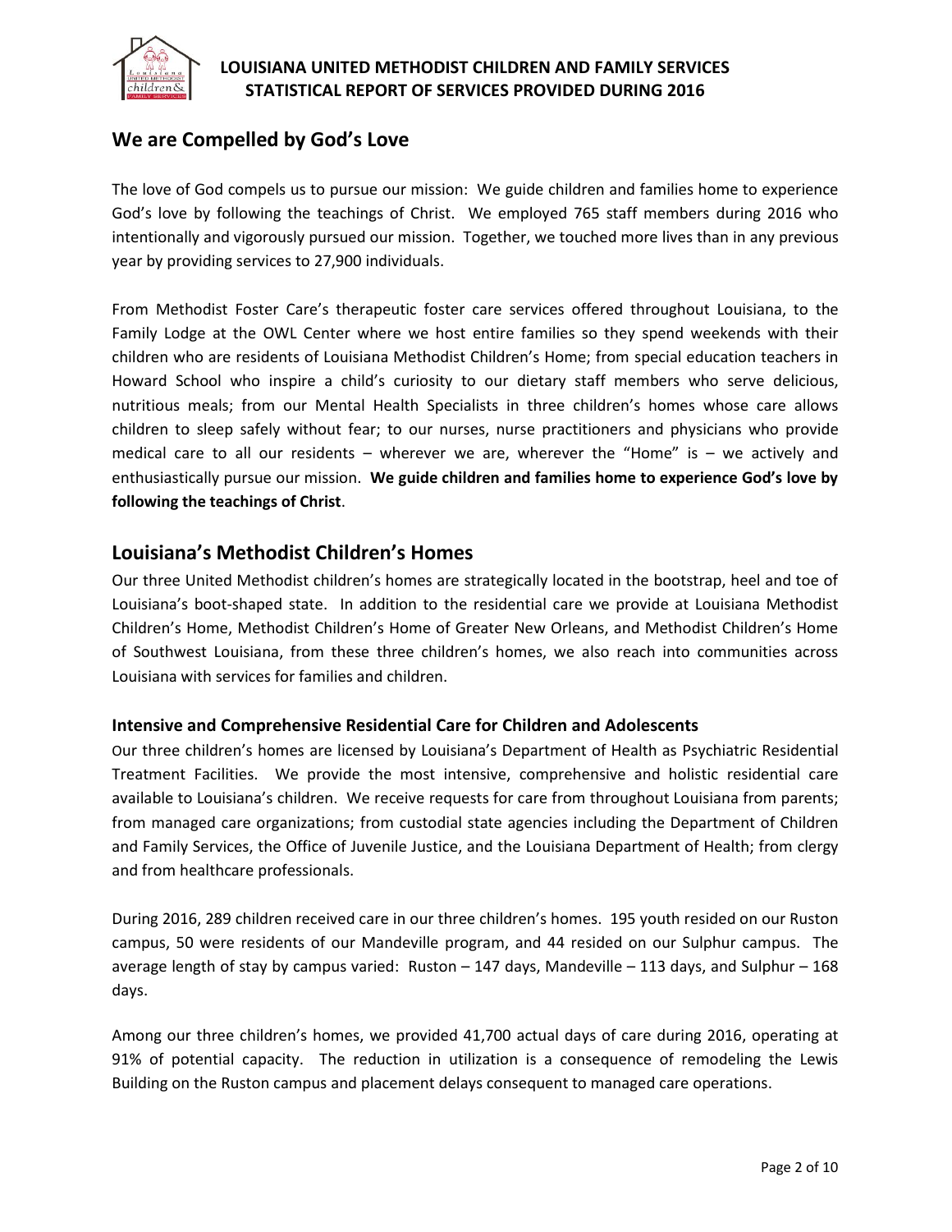## We are Compelled by God's Love

The love of God compels us to pursue our mission: We guide children and families home to experience God's love by following the teachings of Christ. We employed 765 staff members during 2016 who intentionally and vigorously pursued our mission. Together, we touched more lives than in any previous year by providing services to 27,900 individuals.

From Methodist Foster Care's therapeutic foster care services offered throughout Louisiana, to the Family Lodge at the OWL Center where we host entire families so they spend weekends with their children who are residents of Louisiana Methodist Children's Home; from special education teachers in Howard School who inspire a child's curiosity to our dietary staff members who serve delicious, nutritious meals; from our Mental Health Specialists in three children's homes whose care allows children to sleep safely without fear; to our nurses, nurse practitioners and physicians who provide medical care to all our residents – wherever we are, wherever the "Home" is – we actively and enthusiastically pursue our mission. **We guide children and families home to experience God's love by following the teachings of Christ**.

## Louisiana's Methodist Children's Homes

Our three United Methodist children's homes are strategically located in the bootstrap, heel and toe of Louisiana's boot-shaped state. In addition to the residential care we provide at Louisiana Methodist Children's Home, Methodist Children's Home of Greater New Orleans, and Methodist Children's Home of Southwest Louisiana, from these three children's homes, we also reach into communities across Louisiana with services for families and children.

### Intensive and Comprehensive Residential Care for Children and Adolescents

Our three children's homes are licensed by Louisiana's Department of Health as Psychiatric Residential Treatment Facilities. We provide the most intensive, comprehensive and holistic residential care available to Louisiana's children. We receive requests for care from throughout Louisiana from parents; from managed care organizations; from custodial state agencies including the Department of Children and Family Services, the Office of Juvenile Justice, and the Louisiana Department of Health; from clergy and from healthcare professionals.

During 2016, 289 children received care in our three children's homes. 195 youth resided on our Ruston campus, 50 were residents of our Mandeville program, and 44 resided on our Sulphur campus. The average length of stay by campus varied: Ruston – 147 days, Mandeville – 113 days, and Sulphur – 168 days.

Among our three children's homes, we provided 41,700 actual days of care during 2016, operating at 91% of potential capacity. The reduction in utilization is a consequence of remodeling the Lewis Building on the Ruston campus and placement delays consequent to managed care operations.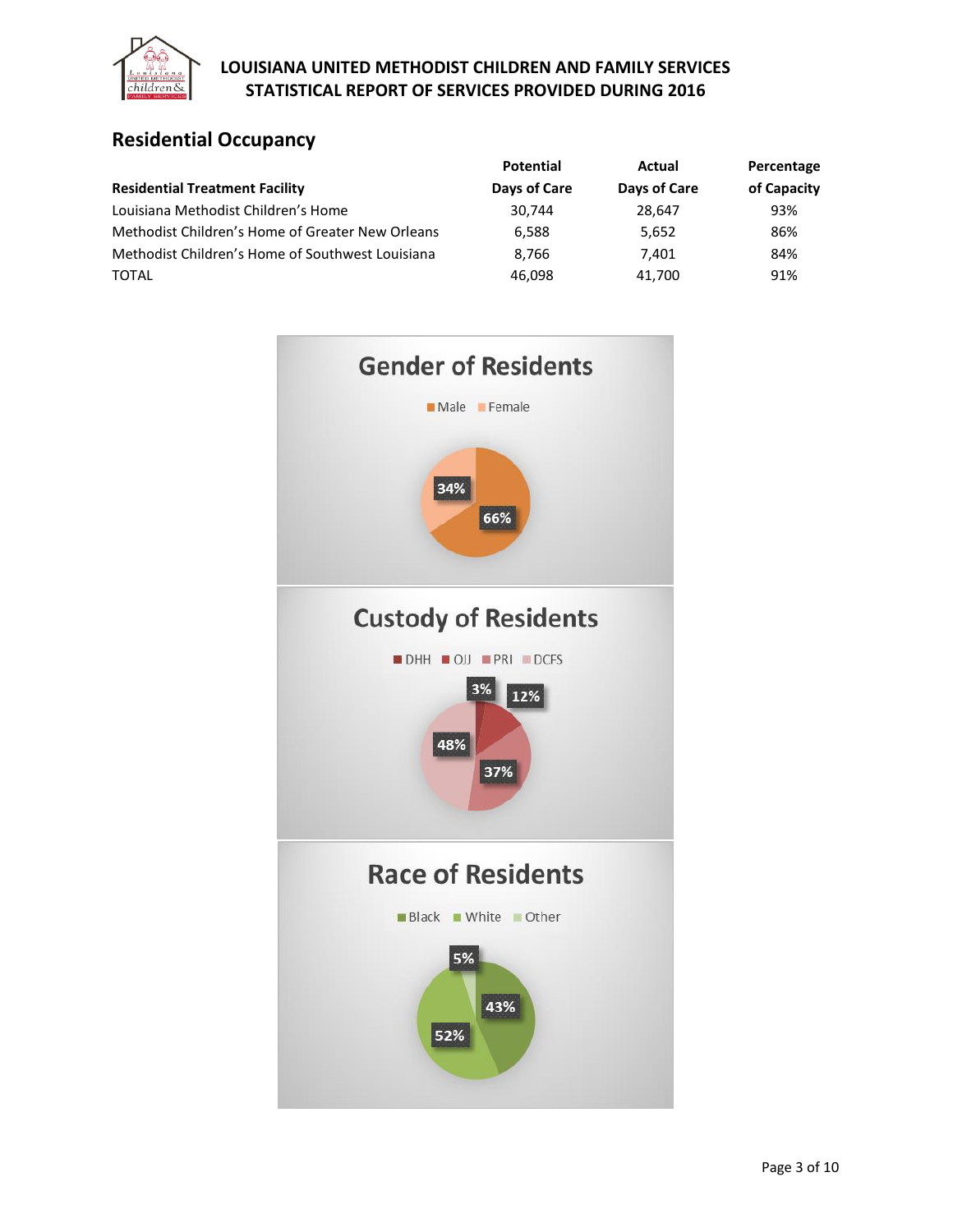# LOUISIANA UNITED METHODIST CHILDREN AND FAMILY SERVICES
# STATISTICAL REPORT OF SERVICES PROVIDED DURING 2016

## Residential Occupancy

| Residential Treatment Facility | Potential Days of Care | Actual Days of Care | Percentage of Capacity |
|---|---|---|---|
| Louisiana Methodist Children's Home | 30,744 | 28,647 | 93% |
| Methodist Children's Home of Greater New Orleans | 6,588 | 5,652 | 86% |
| Methodist Children's Home of Southwest Louisiana | 8,766 | 7,401 | 84% |
| TOTAL | 46,098 | 41,700 | 91% |

### Gender of Residents

| Male | Female |
|---|---|
| 66% | 34% |

### Custody of Residents

| DHH | OJJ | PRI | DCFS |
|---|---|---|---|
| 3% | 12% | 37% | 48% |

### Race of Residents

| Black | White | Other |
|---|---|---|
| 43% | 52% | 5% |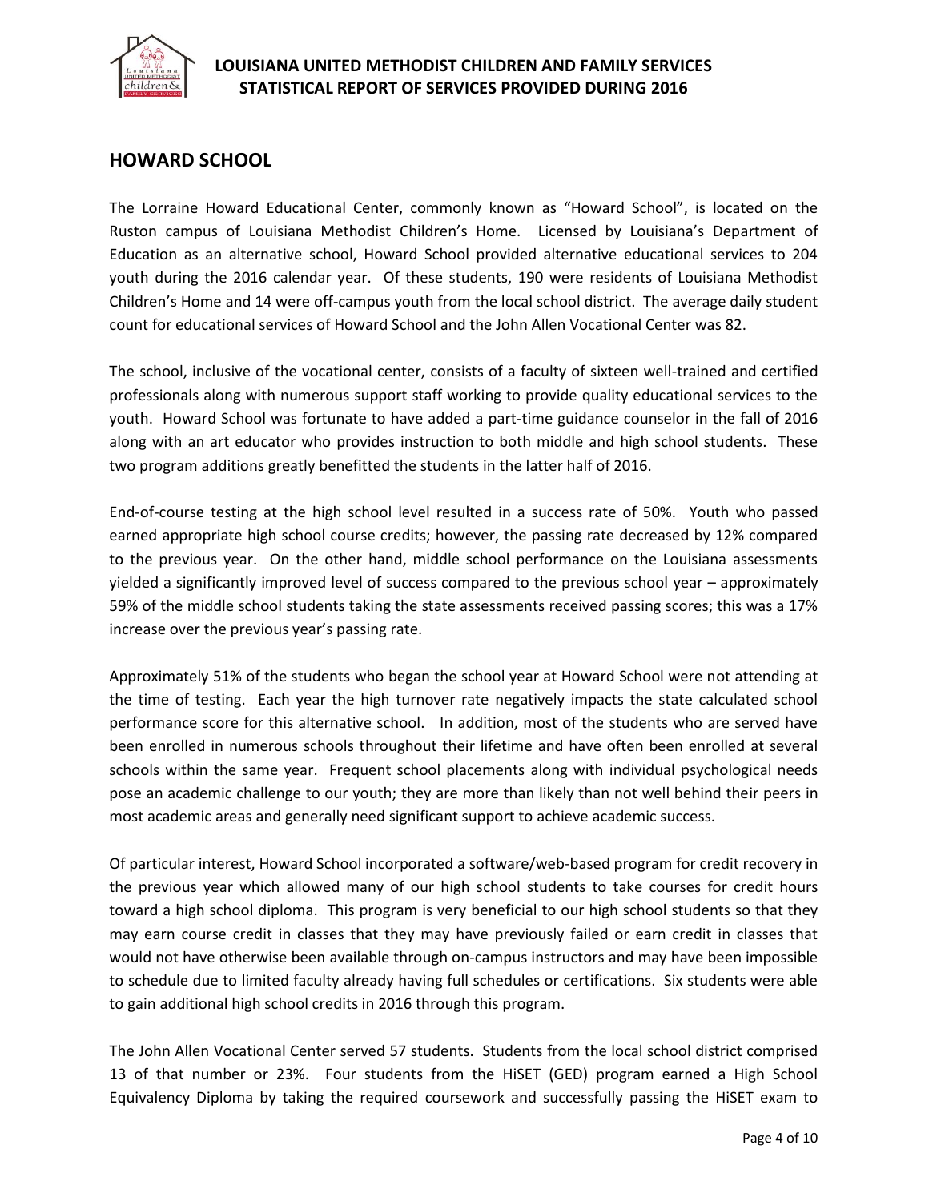## HOWARD SCHOOL

The Lorraine Howard Educational Center, commonly known as "Howard School", is located on the Ruston campus of Louisiana Methodist Children's Home. Licensed by Louisiana's Department of Education as an alternative school, Howard School provided alternative educational services to 204 youth during the 2016 calendar year. Of these students, 190 were residents of Louisiana Methodist Children's Home and 14 were off-campus youth from the local school district. The average daily student count for educational services of Howard School and the John Allen Vocational Center was 82.

The school, inclusive of the vocational center, consists of a faculty of sixteen well-trained and certified professionals along with numerous support staff working to provide quality educational services to the youth. Howard School was fortunate to have added a part-time guidance counselor in the fall of 2016 along with an art educator who provides instruction to both middle and high school students. These two program additions greatly benefitted the students in the latter half of 2016.

End-of-course testing at the high school level resulted in a success rate of 50%. Youth who passed earned appropriate high school course credits; however, the passing rate decreased by 12% compared to the previous year. On the other hand, middle school performance on the Louisiana assessments yielded a significantly improved level of success compared to the previous school year – approximately 59% of the middle school students taking the state assessments received passing scores; this was a 17% increase over the previous year's passing rate.

Approximately 51% of the students who began the school year at Howard School were not attending at the time of testing. Each year the high turnover rate negatively impacts the state calculated school performance score for this alternative school. In addition, most of the students who are served have been enrolled in numerous schools throughout their lifetime and have often been enrolled at several schools within the same year. Frequent school placements along with individual psychological needs pose an academic challenge to our youth; they are more than likely than not well behind their peers in most academic areas and generally need significant support to achieve academic success.

Of particular interest, Howard School incorporated a software/web-based program for credit recovery in the previous year which allowed many of our high school students to take courses for credit hours toward a high school diploma. This program is very beneficial to our high school students so that they may earn course credit in classes that they may have previously failed or earn credit in classes that would not have otherwise been available through on-campus instructors and may have been impossible to schedule due to limited faculty already having full schedules or certifications. Six students were able to gain additional high school credits in 2016 through this program.

The John Allen Vocational Center served 57 students. Students from the local school district comprised 13 of that number or 23%. Four students from the HiSET (GED) program earned a High School Equivalency Diploma by taking the required coursework and successfully passing the HiSET exam to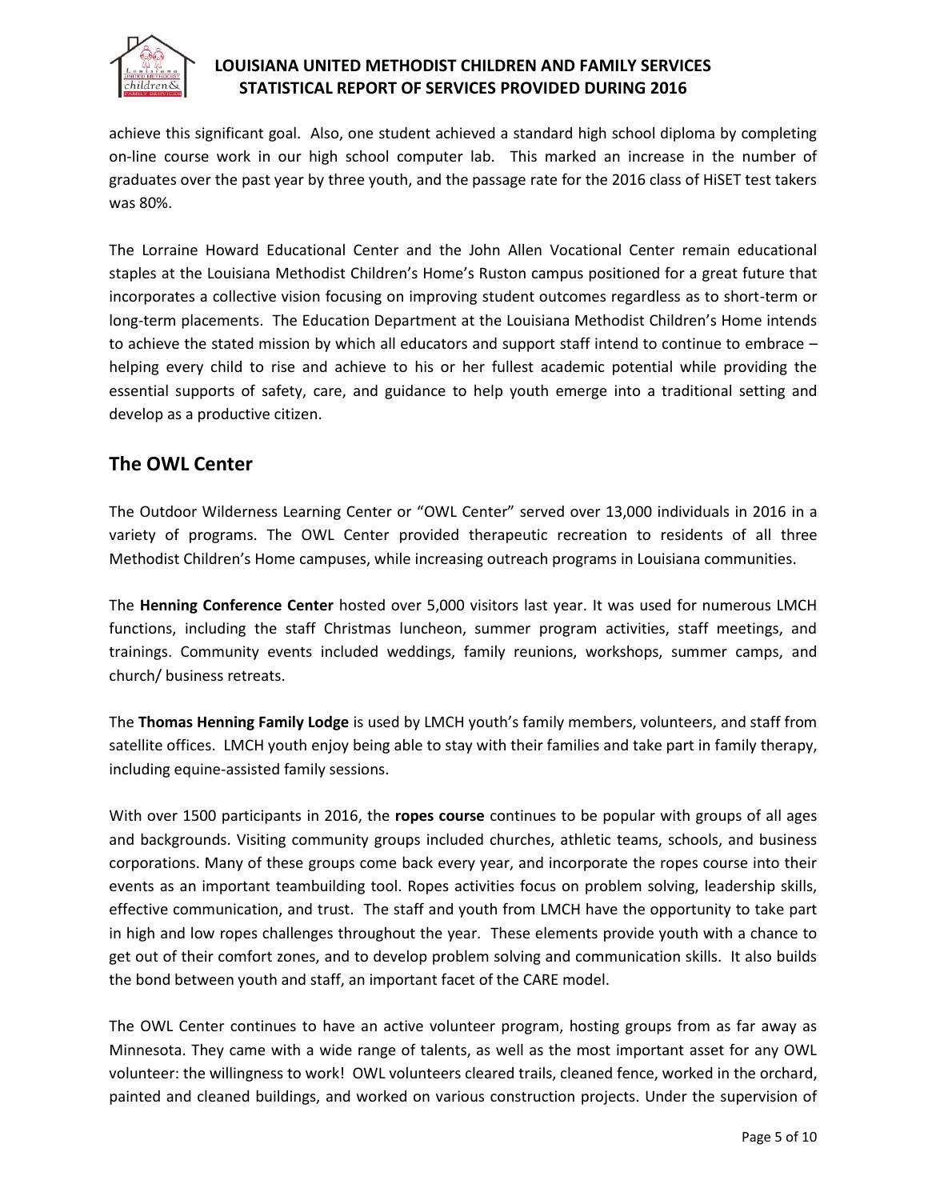achieve this significant goal. Also, one student achieved a standard high school diploma by completing on-line course work in our high school computer lab. This marked an increase in the number of graduates over the past year by three youth, and the passage rate for the 2016 class of HiSET test takers was 80%.

The Lorraine Howard Educational Center and the John Allen Vocational Center remain educational staples at the Louisiana Methodist Children's Home's Ruston campus positioned for a great future that incorporates a collective vision focusing on improving student outcomes regardless as to short-term or long-term placements. The Education Department at the Louisiana Methodist Children's Home intends to achieve the stated mission by which all educators and support staff intend to continue to embrace – helping every child to rise and achieve to his or her fullest academic potential while providing the essential supports of safety, care, and guidance to help youth emerge into a traditional setting and develop as a productive citizen.

## The OWL Center

The Outdoor Wilderness Learning Center or "OWL Center" served over 13,000 individuals in 2016 in a variety of programs. The OWL Center provided therapeutic recreation to residents of all three Methodist Children's Home campuses, while increasing outreach programs in Louisiana communities.

The **Henning Conference Center** hosted over 5,000 visitors last year. It was used for numerous LMCH functions, including the staff Christmas luncheon, summer program activities, staff meetings, and trainings. Community events included weddings, family reunions, workshops, summer camps, and church/ business retreats.

The **Thomas Henning Family Lodge** is used by LMCH youth's family members, volunteers, and staff from satellite offices. LMCH youth enjoy being able to stay with their families and take part in family therapy, including equine-assisted family sessions.

With over 1500 participants in 2016, the **ropes course** continues to be popular with groups of all ages and backgrounds. Visiting community groups included churches, athletic teams, schools, and business corporations. Many of these groups come back every year, and incorporate the ropes course into their events as an important teambuilding tool. Ropes activities focus on problem solving, leadership skills, effective communication, and trust. The staff and youth from LMCH have the opportunity to take part in high and low ropes challenges throughout the year. These elements provide youth with a chance to get out of their comfort zones, and to develop problem solving and communication skills. It also builds the bond between youth and staff, an important facet of the CARE model.

The OWL Center continues to have an active volunteer program, hosting groups from as far away as Minnesota. They came with a wide range of talents, as well as the most important asset for any OWL volunteer: the willingness to work! OWL volunteers cleared trails, cleaned fence, worked in the orchard, painted and cleaned buildings, and worked on various construction projects. Under the supervision of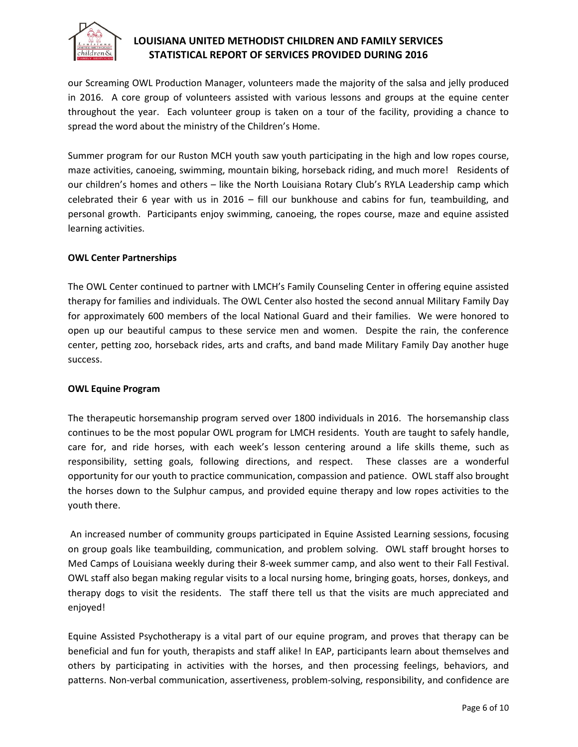our Screaming OWL Production Manager, volunteers made the majority of the salsa and jelly produced in 2016. A core group of volunteers assisted with various lessons and groups at the equine center throughout the year. Each volunteer group is taken on a tour of the facility, providing a chance to spread the word about the ministry of the Children's Home.

Summer program for our Ruston MCH youth saw youth participating in the high and low ropes course, maze activities, canoeing, swimming, mountain biking, horseback riding, and much more! Residents of our children's homes and others – like the North Louisiana Rotary Club's RYLA Leadership camp which celebrated their 6 year with us in 2016 – fill our bunkhouse and cabins for fun, teambuilding, and personal growth. Participants enjoy swimming, canoeing, the ropes course, maze and equine assisted learning activities.

**OWL Center Partnerships**

The OWL Center continued to partner with LMCH's Family Counseling Center in offering equine assisted therapy for families and individuals. The OWL Center also hosted the second annual Military Family Day for approximately 600 members of the local National Guard and their families. We were honored to open up our beautiful campus to these service men and women. Despite the rain, the conference center, petting zoo, horseback rides, arts and crafts, and band made Military Family Day another huge success.

**OWL Equine Program**

The therapeutic horsemanship program served over 1800 individuals in 2016. The horsemanship class continues to be the most popular OWL program for LMCH residents. Youth are taught to safely handle, care for, and ride horses, with each week's lesson centering around a life skills theme, such as responsibility, setting goals, following directions, and respect. These classes are a wonderful opportunity for our youth to practice communication, compassion and patience. OWL staff also brought the horses down to the Sulphur campus, and provided equine therapy and low ropes activities to the youth there.

An increased number of community groups participated in Equine Assisted Learning sessions, focusing on group goals like teambuilding, communication, and problem solving. OWL staff brought horses to Med Camps of Louisiana weekly during their 8-week summer camp, and also went to their Fall Festival. OWL staff also began making regular visits to a local nursing home, bringing goats, horses, donkeys, and therapy dogs to visit the residents. The staff there tell us that the visits are much appreciated and enjoyed!

Equine Assisted Psychotherapy is a vital part of our equine program, and proves that therapy can be beneficial and fun for youth, therapists and staff alike! In EAP, participants learn about themselves and others by participating in activities with the horses, and then processing feelings, behaviors, and patterns. Non-verbal communication, assertiveness, problem-solving, responsibility, and confidence are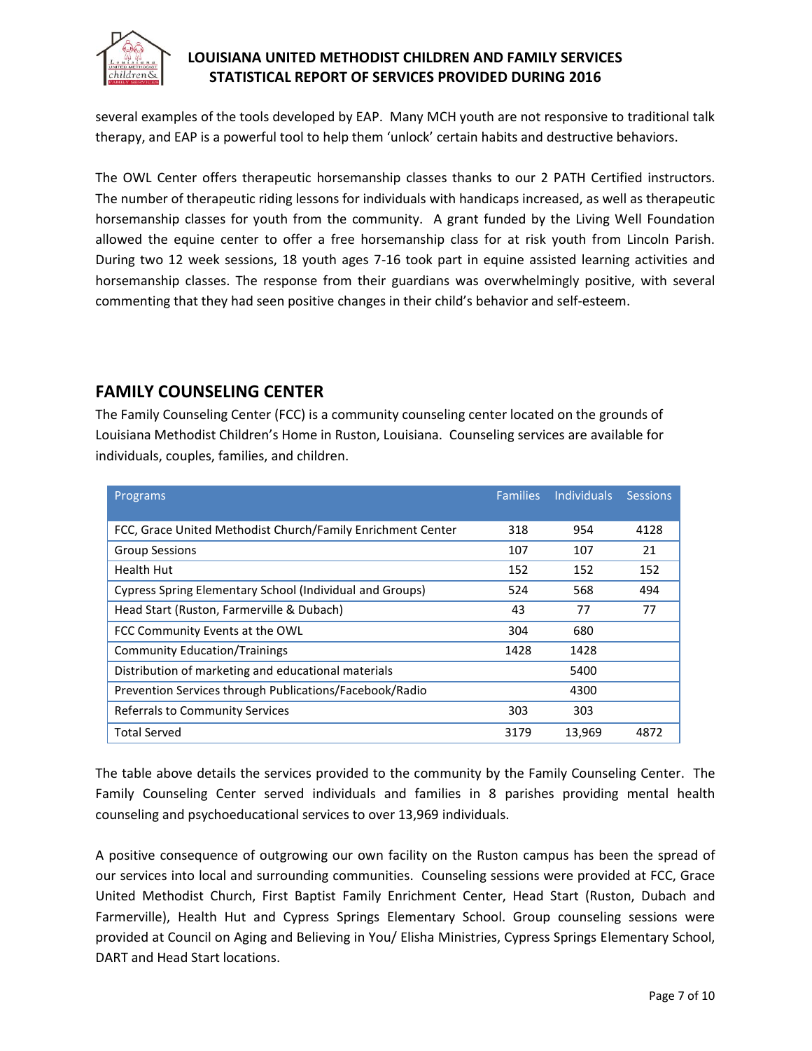several examples of the tools developed by EAP. Many MCH youth are not responsive to traditional talk therapy, and EAP is a powerful tool to help them 'unlock' certain habits and destructive behaviors.

The OWL Center offers therapeutic horsemanship classes thanks to our 2 PATH Certified instructors. The number of therapeutic riding lessons for individuals with handicaps increased, as well as therapeutic horsemanship classes for youth from the community. A grant funded by the Living Well Foundation allowed the equine center to offer a free horsemanship class for at risk youth from Lincoln Parish. During two 12 week sessions, 18 youth ages 7-16 took part in equine assisted learning activities and horsemanship classes. The response from their guardians was overwhelmingly positive, with several commenting that they had seen positive changes in their child's behavior and self-esteem.

## FAMILY COUNSELING CENTER

The Family Counseling Center (FCC) is a community counseling center located on the grounds of Louisiana Methodist Children's Home in Ruston, Louisiana. Counseling services are available for individuals, couples, families, and children.

| Programs | Families | Individuals | Sessions |
|---|---|---|---|
| FCC, Grace United Methodist Church/Family Enrichment Center | 318 | 954 | 4128 |
| Group Sessions | 107 | 107 | 21 |
| Health Hut | 152 | 152 | 152 |
| Cypress Spring Elementary School (Individual and Groups) | 524 | 568 | 494 |
| Head Start (Ruston, Farmerville & Dubach) | 43 | 77 | 77 |
| FCC Community Events at the OWL | 304 | 680 | |
| Community Education/Trainings | 1428 | 1428 | |
| Distribution of marketing and educational materials | | 5400 | |
| Prevention Services through Publications/Facebook/Radio | | 4300 | |
| Referrals to Community Services | 303 | 303 | |
| Total Served | 3179 | 13,969 | 4872 |

The table above details the services provided to the community by the Family Counseling Center. The Family Counseling Center served individuals and families in 8 parishes providing mental health counseling and psychoeducational services to over 13,969 individuals.

A positive consequence of outgrowing our own facility on the Ruston campus has been the spread of our services into local and surrounding communities. Counseling sessions were provided at FCC, Grace United Methodist Church, First Baptist Family Enrichment Center, Head Start (Ruston, Dubach and Farmerville), Health Hut and Cypress Springs Elementary School. Group counseling sessions were provided at Council on Aging and Believing in You/ Elisha Ministries, Cypress Springs Elementary School, DART and Head Start locations.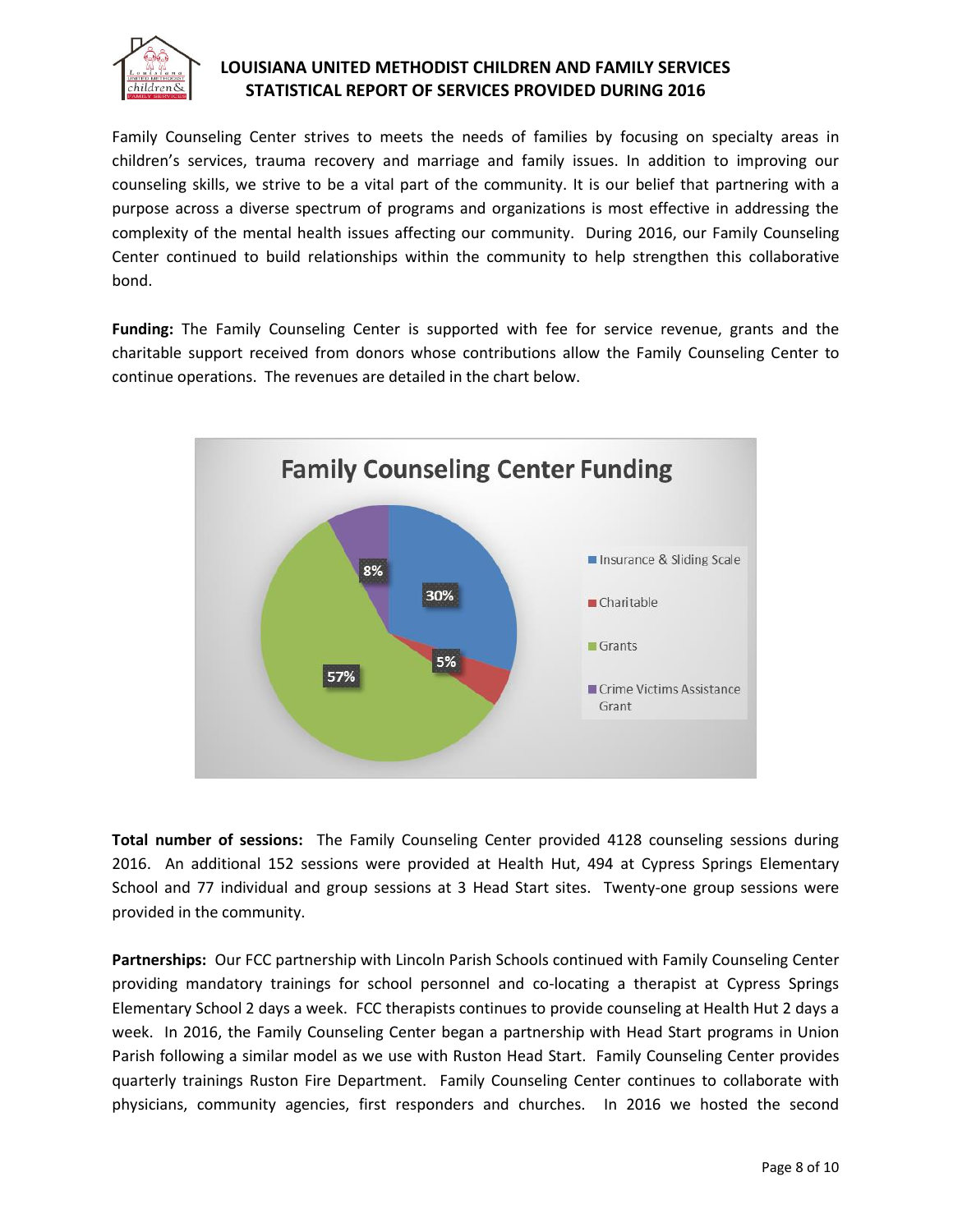Family Counseling Center strives to meets the needs of families by focusing on specialty areas in children's services, trauma recovery and marriage and family issues. In addition to improving our counseling skills, we strive to be a vital part of the community. It is our belief that partnering with a purpose across a diverse spectrum of programs and organizations is most effective in addressing the complexity of the mental health issues affecting our community. During 2016, our Family Counseling Center continued to build relationships within the community to help strengthen this collaborative bond.

**Funding:** The Family Counseling Center is supported with fee for service revenue, grants and the charitable support received from donors whose contributions allow the Family Counseling Center to continue operations. The revenues are detailed in the chart below.

**Family Counseling Center Funding**

| Source | Percent |
|---|---|
| Insurance & Sliding Scale | 30% |
| Charitable | 5% |
| Grants | 57% |
| Crime Victims Assistance Grant | 8% |

**Total number of sessions:** The Family Counseling Center provided 4128 counseling sessions during 2016. An additional 152 sessions were provided at Health Hut, 494 at Cypress Springs Elementary School and 77 individual and group sessions at 3 Head Start sites. Twenty-one group sessions were provided in the community.

**Partnerships:** Our FCC partnership with Lincoln Parish Schools continued with Family Counseling Center providing mandatory trainings for school personnel and co-locating a therapist at Cypress Springs Elementary School 2 days a week. FCC therapists continues to provide counseling at Health Hut 2 days a week. In 2016, the Family Counseling Center began a partnership with Head Start programs in Union Parish following a similar model as we use with Ruston Head Start. Family Counseling Center provides quarterly trainings Ruston Fire Department. Family Counseling Center continues to collaborate with physicians, community agencies, first responders and churches. In 2016 we hosted the second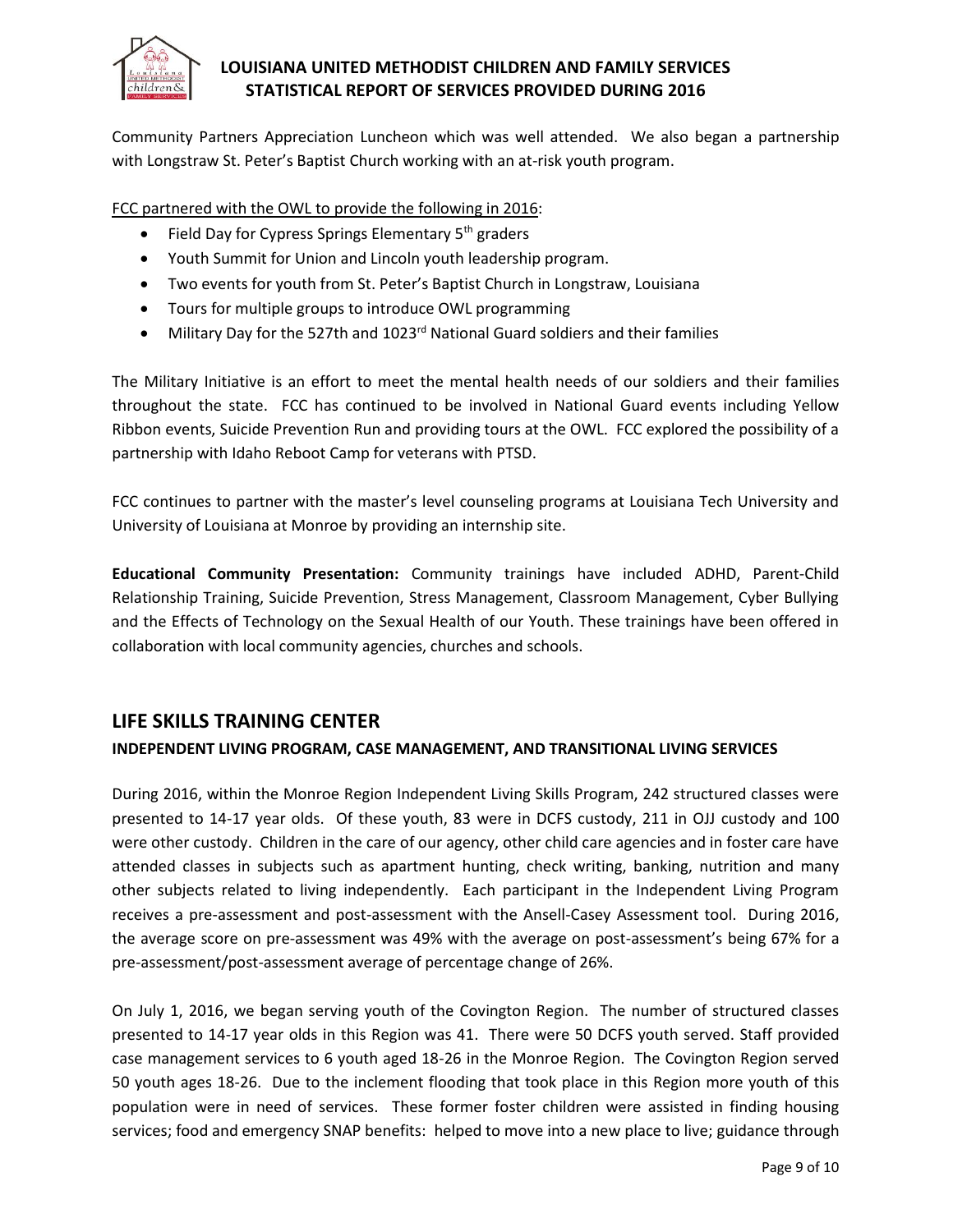Community Partners Appreciation Luncheon which was well attended. We also began a partnership with Longstraw St. Peter's Baptist Church working with an at-risk youth program.

FCC partnered with the OWL to provide the following in 2016:

- Field Day for Cypress Springs Elementary 5th graders
- Youth Summit for Union and Lincoln youth leadership program.
- Two events for youth from St. Peter's Baptist Church in Longstraw, Louisiana
- Tours for multiple groups to introduce OWL programming
- Military Day for the 527th and 1023rd National Guard soldiers and their families

The Military Initiative is an effort to meet the mental health needs of our soldiers and their families throughout the state. FCC has continued to be involved in National Guard events including Yellow Ribbon events, Suicide Prevention Run and providing tours at the OWL. FCC explored the possibility of a partnership with Idaho Reboot Camp for veterans with PTSD.

FCC continues to partner with the master's level counseling programs at Louisiana Tech University and University of Louisiana at Monroe by providing an internship site.

**Educational Community Presentation:** Community trainings have included ADHD, Parent-Child Relationship Training, Suicide Prevention, Stress Management, Classroom Management, Cyber Bullying and the Effects of Technology on the Sexual Health of our Youth. These trainings have been offered in collaboration with local community agencies, churches and schools.

## LIFE SKILLS TRAINING CENTER

### INDEPENDENT LIVING PROGRAM, CASE MANAGEMENT, AND TRANSITIONAL LIVING SERVICES

During 2016, within the Monroe Region Independent Living Skills Program, 242 structured classes were presented to 14-17 year olds. Of these youth, 83 were in DCFS custody, 211 in OJJ custody and 100 were other custody. Children in the care of our agency, other child care agencies and in foster care have attended classes in subjects such as apartment hunting, check writing, banking, nutrition and many other subjects related to living independently. Each participant in the Independent Living Program receives a pre-assessment and post-assessment with the Ansell-Casey Assessment tool. During 2016, the average score on pre-assessment was 49% with the average on post-assessment's being 67% for a pre-assessment/post-assessment average of percentage change of 26%.

On July 1, 2016, we began serving youth of the Covington Region. The number of structured classes presented to 14-17 year olds in this Region was 41. There were 50 DCFS youth served. Staff provided case management services to 6 youth aged 18-26 in the Monroe Region. The Covington Region served 50 youth ages 18-26. Due to the inclement flooding that took place in this Region more youth of this population were in need of services. These former foster children were assisted in finding housing services; food and emergency SNAP benefits: helped to move into a new place to live; guidance through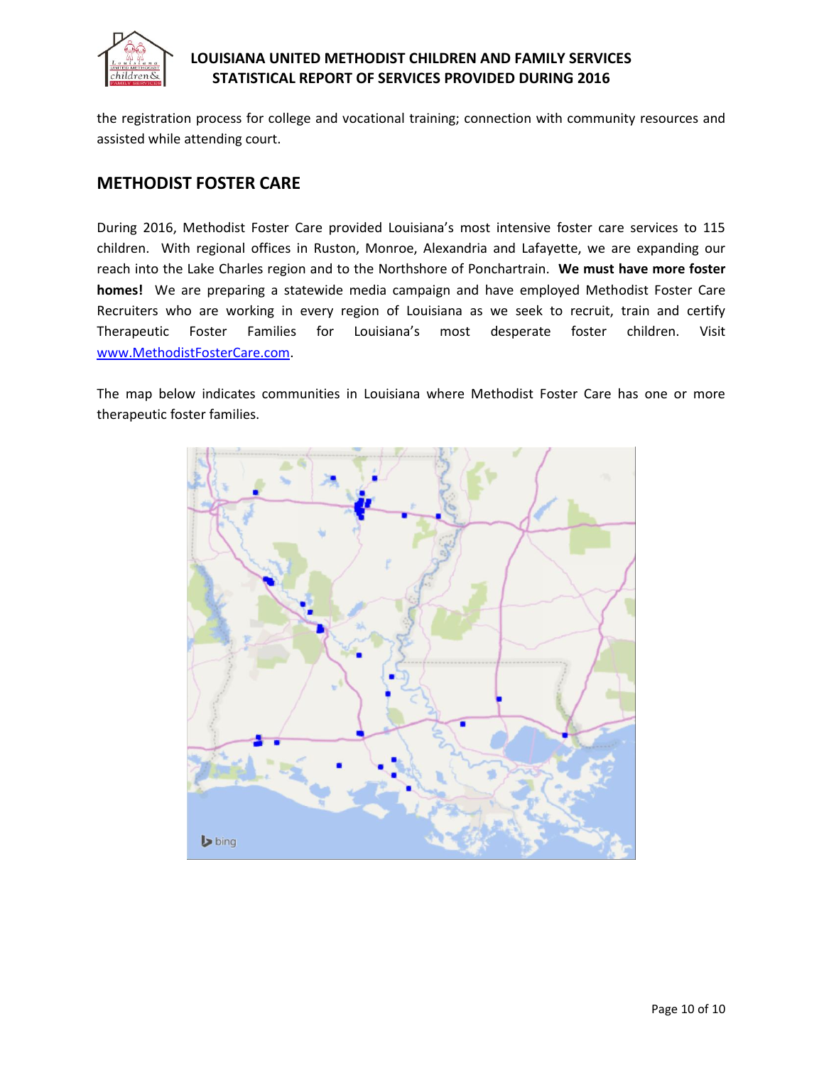the registration process for college and vocational training; connection with community resources and assisted while attending court.

## METHODIST FOSTER CARE

During 2016, Methodist Foster Care provided Louisiana's most intensive foster care services to 115 children. With regional offices in Ruston, Monroe, Alexandria and Lafayette, we are expanding our reach into the Lake Charles region and to the Northshore of Ponchartrain. **We must have more foster homes!** We are preparing a statewide media campaign and have employed Methodist Foster Care Recruiters who are working in every region of Louisiana as we seek to recruit, train and certify Therapeutic Foster Families for Louisiana's most desperate foster children. Visit [www.MethodistFosterCare.com](http://www.MethodistFosterCare.com).

The map below indicates communities in Louisiana where Methodist Foster Care has one or more therapeutic foster families.

bing